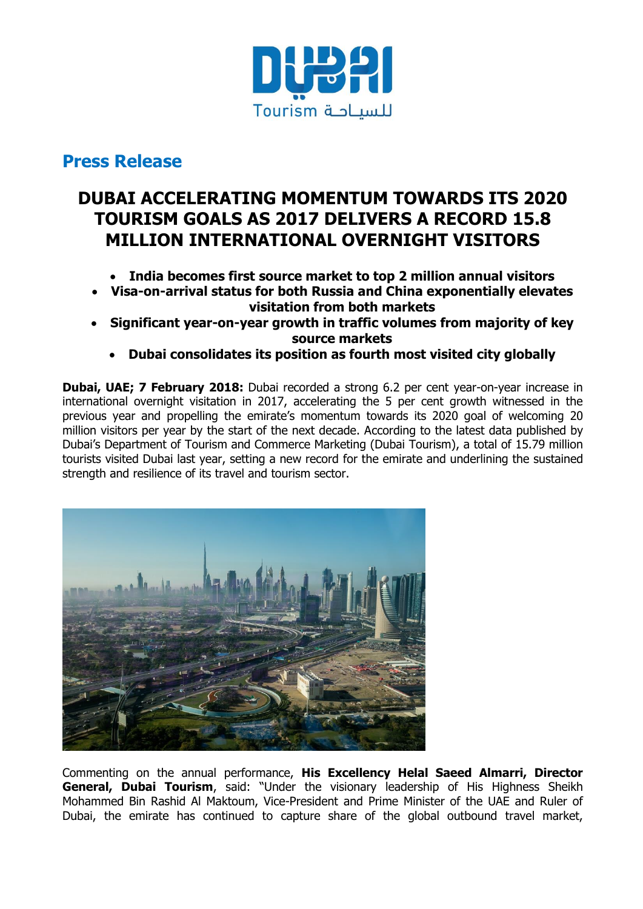# Press Release

## DUBAI ACCELERATING MOMENTUM TOWARDS ITS 2020 TOURISM GOALS AS 2017 DELIVERS A RECORD 15.8 MILLION INTERNATIONAL OVERNIGHT VISITORS

- **India becomes first source market to top 2 million annual visitors**
- **Visa-on-arrival status for both Russia and China exponentially elevates visitation from both markets**
- **Significant year-on-year growth in traffic volumes from majority of key source markets**
- **Dubai consolidates its position as fourth most visited city globally**

**Dubai, UAE; 7 February 2018:** Dubai recorded a strong 6.2 per cent year-on-year increase in international overnight visitation in 2017, accelerating the 5 per cent growth witnessed in the previous year and propelling the emirate's momentum towards its 2020 goal of welcoming 20 million visitors per year by the start of the next decade. According to the latest data published by Dubai's Department of Tourism and Commerce Marketing (Dubai Tourism), a total of 15.79 million tourists visited Dubai last year, setting a new record for the emirate and underlining the sustained strength and resilience of its travel and tourism sector.

Commenting on the annual performance, **His Excellency Helal Saeed Almarri, Director General, Dubai Tourism**, said: "Under the visionary leadership of His Highness Sheikh Mohammed Bin Rashid Al Maktoum, Vice-President and Prime Minister of the UAE and Ruler of Dubai, the emirate has continued to capture share of the global outbound travel market,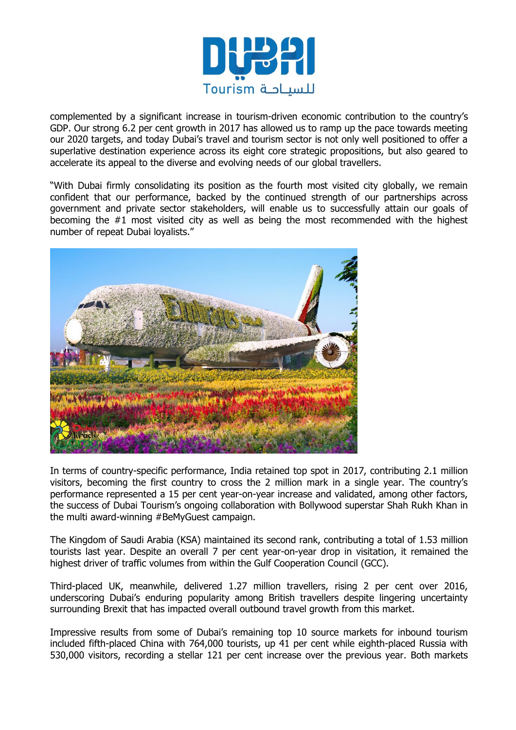complemented by a significant increase in tourism-driven economic contribution to the country's GDP. Our strong 6.2 per cent growth in 2017 has allowed us to ramp up the pace towards meeting our 2020 targets, and today Dubai's travel and tourism sector is not only well positioned to offer a superlative destination experience across its eight core strategic propositions, but also geared to accelerate its appeal to the diverse and evolving needs of our global travellers.

"With Dubai firmly consolidating its position as the fourth most visited city globally, we remain confident that our performance, backed by the continued strength of our partnerships across government and private sector stakeholders, will enable us to successfully attain our goals of becoming the #1 most visited city as well as being the most recommended with the highest number of repeat Dubai loyalists."

In terms of country-specific performance, India retained top spot in 2017, contributing 2.1 million visitors, becoming the first country to cross the 2 million mark in a single year. The country's performance represented a 15 per cent year-on-year increase and validated, among other factors, the success of Dubai Tourism's ongoing collaboration with Bollywood superstar Shah Rukh Khan in the multi award-winning #BeMyGuest campaign.

The Kingdom of Saudi Arabia (KSA) maintained its second rank, contributing a total of 1.53 million tourists last year. Despite an overall 7 per cent year-on-year drop in visitation, it remained the highest driver of traffic volumes from within the Gulf Cooperation Council (GCC).

Third-placed UK, meanwhile, delivered 1.27 million travellers, rising 2 per cent over 2016, underscoring Dubai's enduring popularity among British travellers despite lingering uncertainty surrounding Brexit that has impacted overall outbound travel growth from this market.

Impressive results from some of Dubai's remaining top 10 source markets for inbound tourism included fifth-placed China with 764,000 tourists, up 41 per cent while eighth-placed Russia with 530,000 visitors, recording a stellar 121 per cent increase over the previous year. Both markets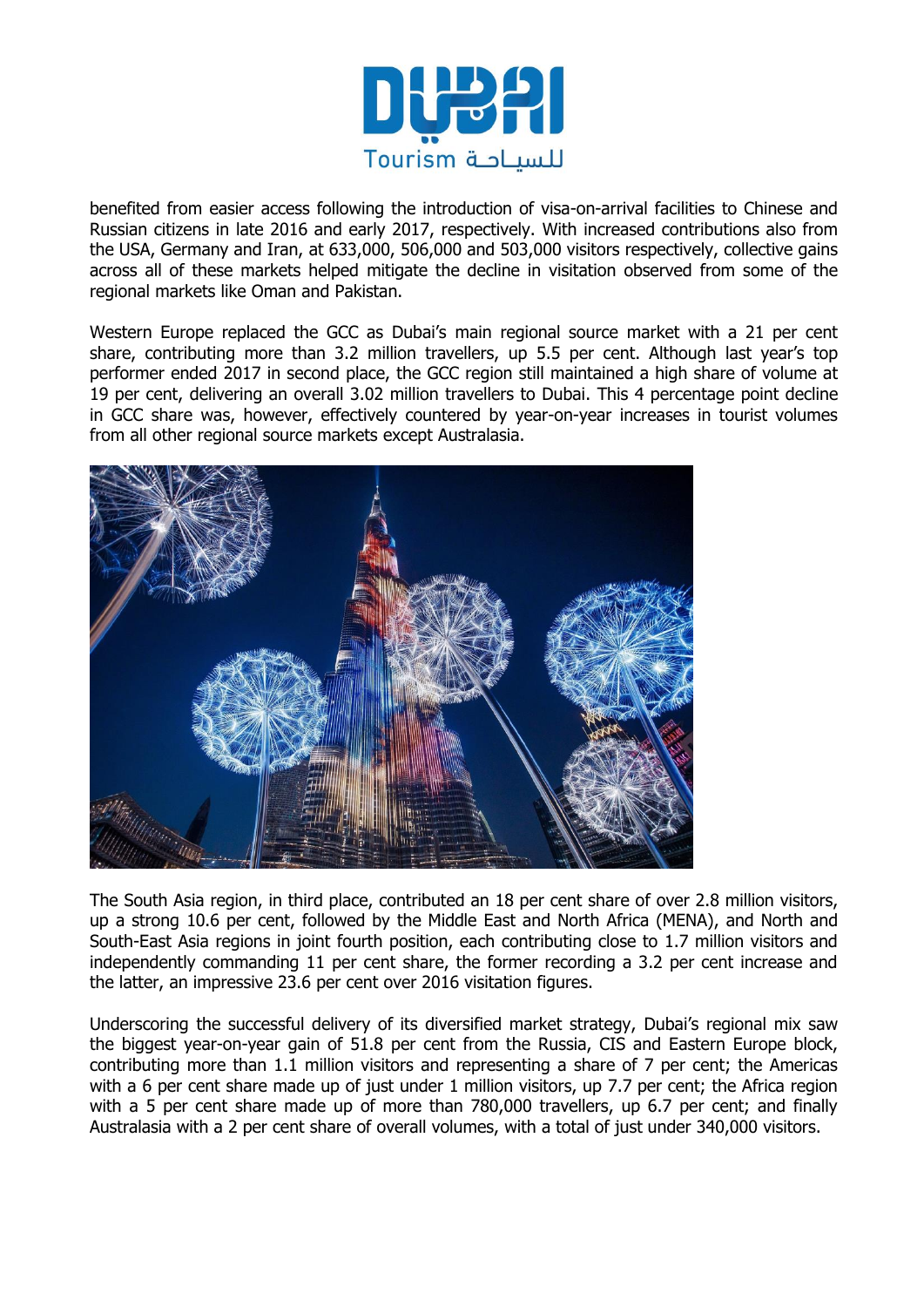benefited from easier access following the introduction of visa-on-arrival facilities to Chinese and Russian citizens in late 2016 and early 2017, respectively. With increased contributions also from the USA, Germany and Iran, at 633,000, 506,000 and 503,000 visitors respectively, collective gains across all of these markets helped mitigate the decline in visitation observed from some of the regional markets like Oman and Pakistan.

Western Europe replaced the GCC as Dubai's main regional source market with a 21 per cent share, contributing more than 3.2 million travellers, up 5.5 per cent. Although last year's top performer ended 2017 in second place, the GCC region still maintained a high share of volume at 19 per cent, delivering an overall 3.02 million travellers to Dubai. This 4 percentage point decline in GCC share was, however, effectively countered by year-on-year increases in tourist volumes from all other regional source markets except Australasia.

The South Asia region, in third place, contributed an 18 per cent share of over 2.8 million visitors, up a strong 10.6 per cent, followed by the Middle East and North Africa (MENA), and North and South-East Asia regions in joint fourth position, each contributing close to 1.7 million visitors and independently commanding 11 per cent share, the former recording a 3.2 per cent increase and the latter, an impressive 23.6 per cent over 2016 visitation figures.

Underscoring the successful delivery of its diversified market strategy, Dubai's regional mix saw the biggest year-on-year gain of 51.8 per cent from the Russia, CIS and Eastern Europe block, contributing more than 1.1 million visitors and representing a share of 7 per cent; the Americas with a 6 per cent share made up of just under 1 million visitors, up 7.7 per cent; the Africa region with a 5 per cent share made up of more than 780,000 travellers, up 6.7 per cent; and finally Australasia with a 2 per cent share of overall volumes, with a total of just under 340,000 visitors.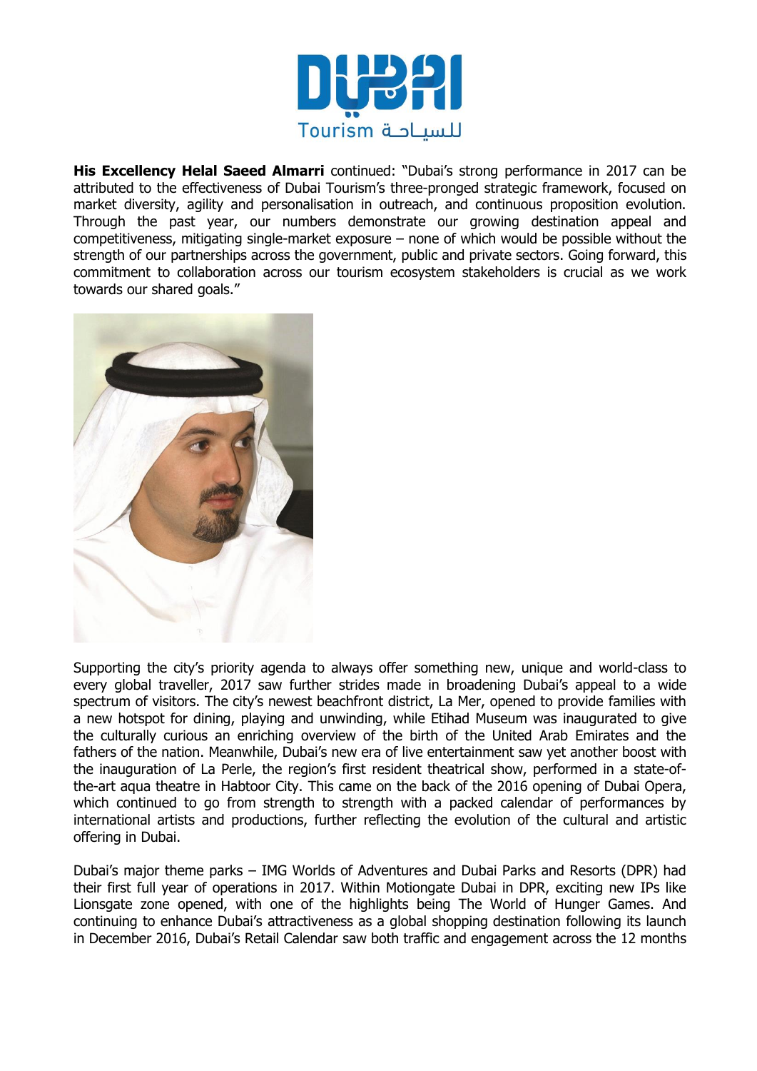**His Excellency Helal Saeed Almarri** continued: "Dubai's strong performance in 2017 can be attributed to the effectiveness of Dubai Tourism's three-pronged strategic framework, focused on market diversity, agility and personalisation in outreach, and continuous proposition evolution. Through the past year, our numbers demonstrate our growing destination appeal and competitiveness, mitigating single-market exposure – none of which would be possible without the strength of our partnerships across the government, public and private sectors. Going forward, this commitment to collaboration across our tourism ecosystem stakeholders is crucial as we work towards our shared goals."

Supporting the city's priority agenda to always offer something new, unique and world-class to every global traveller, 2017 saw further strides made in broadening Dubai's appeal to a wide spectrum of visitors. The city's newest beachfront district, La Mer, opened to provide families with a new hotspot for dining, playing and unwinding, while Etihad Museum was inaugurated to give the culturally curious an enriching overview of the birth of the United Arab Emirates and the fathers of the nation. Meanwhile, Dubai's new era of live entertainment saw yet another boost with the inauguration of La Perle, the region's first resident theatrical show, performed in a state-of-the-art aqua theatre in Habtoor City. This came on the back of the 2016 opening of Dubai Opera, which continued to go from strength to strength with a packed calendar of performances by international artists and productions, further reflecting the evolution of the cultural and artistic offering in Dubai.

Dubai's major theme parks – IMG Worlds of Adventures and Dubai Parks and Resorts (DPR) had their first full year of operations in 2017. Within Motiongate Dubai in DPR, exciting new IPs like Lionsgate zone opened, with one of the highlights being The World of Hunger Games. And continuing to enhance Dubai's attractiveness as a global shopping destination following its launch in December 2016, Dubai's Retail Calendar saw both traffic and engagement across the 12 months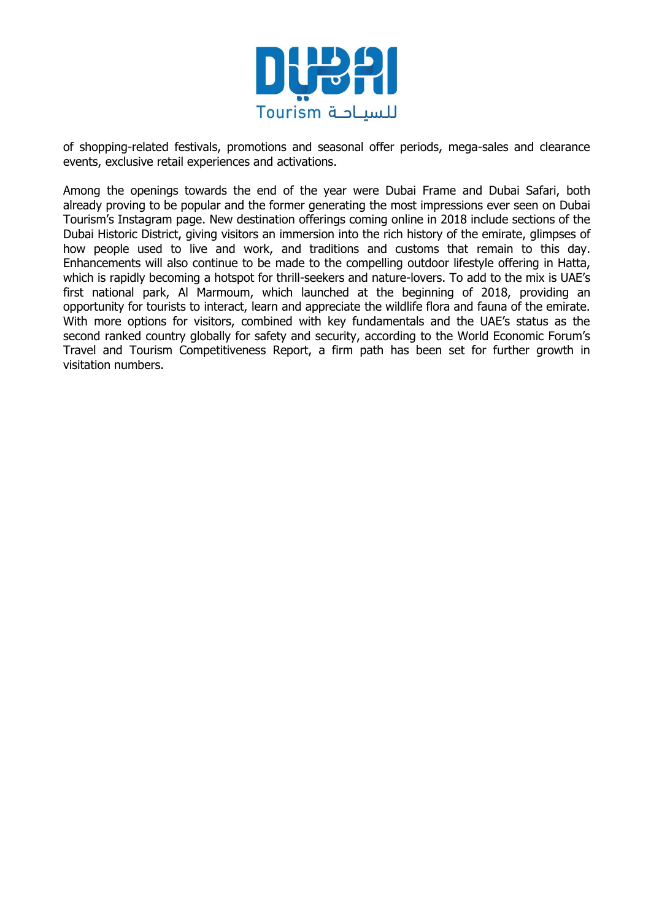of shopping-related festivals, promotions and seasonal offer periods, mega-sales and clearance events, exclusive retail experiences and activations.

Among the openings towards the end of the year were Dubai Frame and Dubai Safari, both already proving to be popular and the former generating the most impressions ever seen on Dubai Tourism's Instagram page. New destination offerings coming online in 2018 include sections of the Dubai Historic District, giving visitors an immersion into the rich history of the emirate, glimpses of how people used to live and work, and traditions and customs that remain to this day. Enhancements will also continue to be made to the compelling outdoor lifestyle offering in Hatta, which is rapidly becoming a hotspot for thrill-seekers and nature-lovers. To add to the mix is UAE's first national park, Al Marmoum, which launched at the beginning of 2018, providing an opportunity for tourists to interact, learn and appreciate the wildlife flora and fauna of the emirate. With more options for visitors, combined with key fundamentals and the UAE's status as the second ranked country globally for safety and security, according to the World Economic Forum's Travel and Tourism Competitiveness Report, a firm path has been set for further growth in visitation numbers.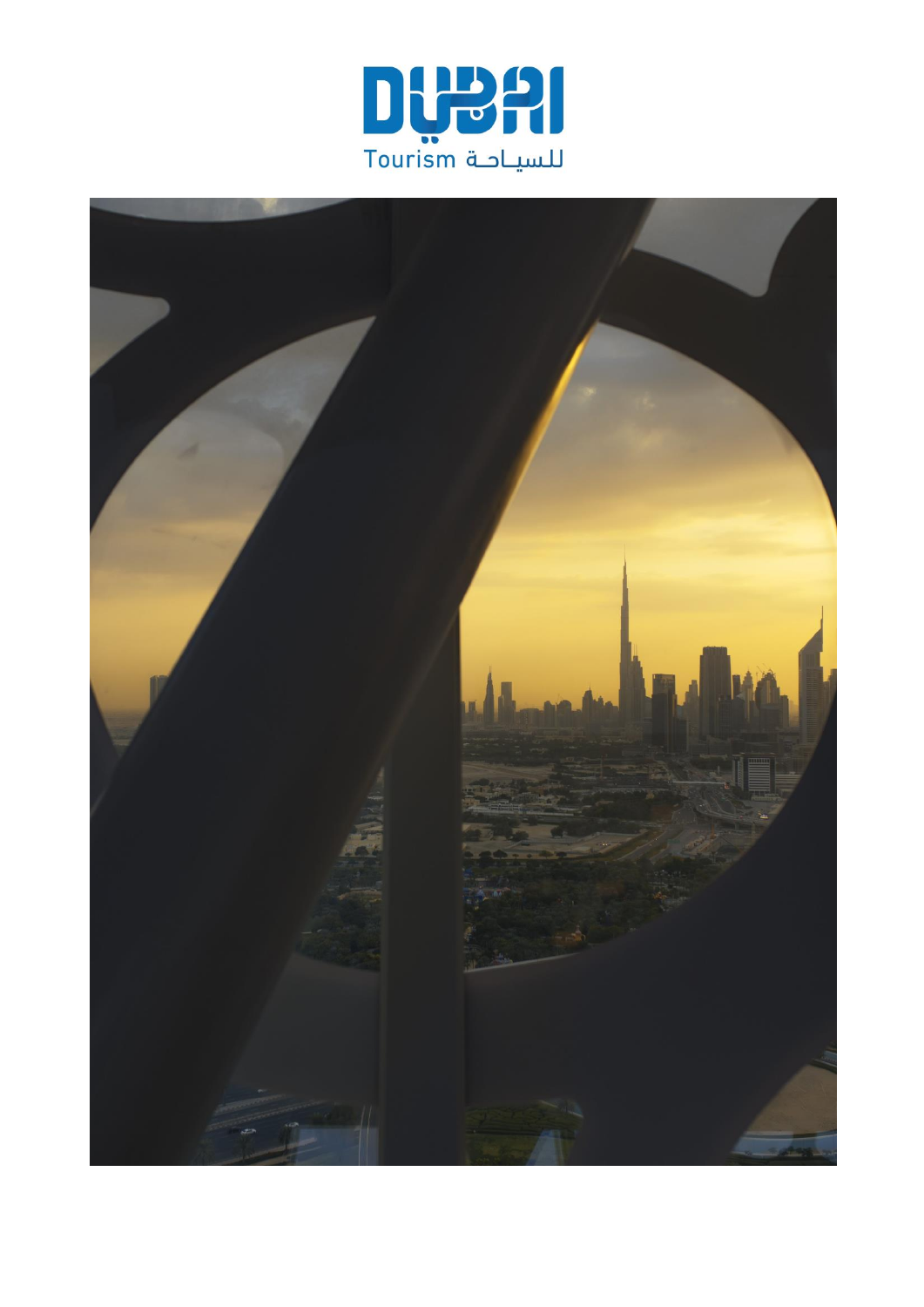DUBAI

Tourism للسياحة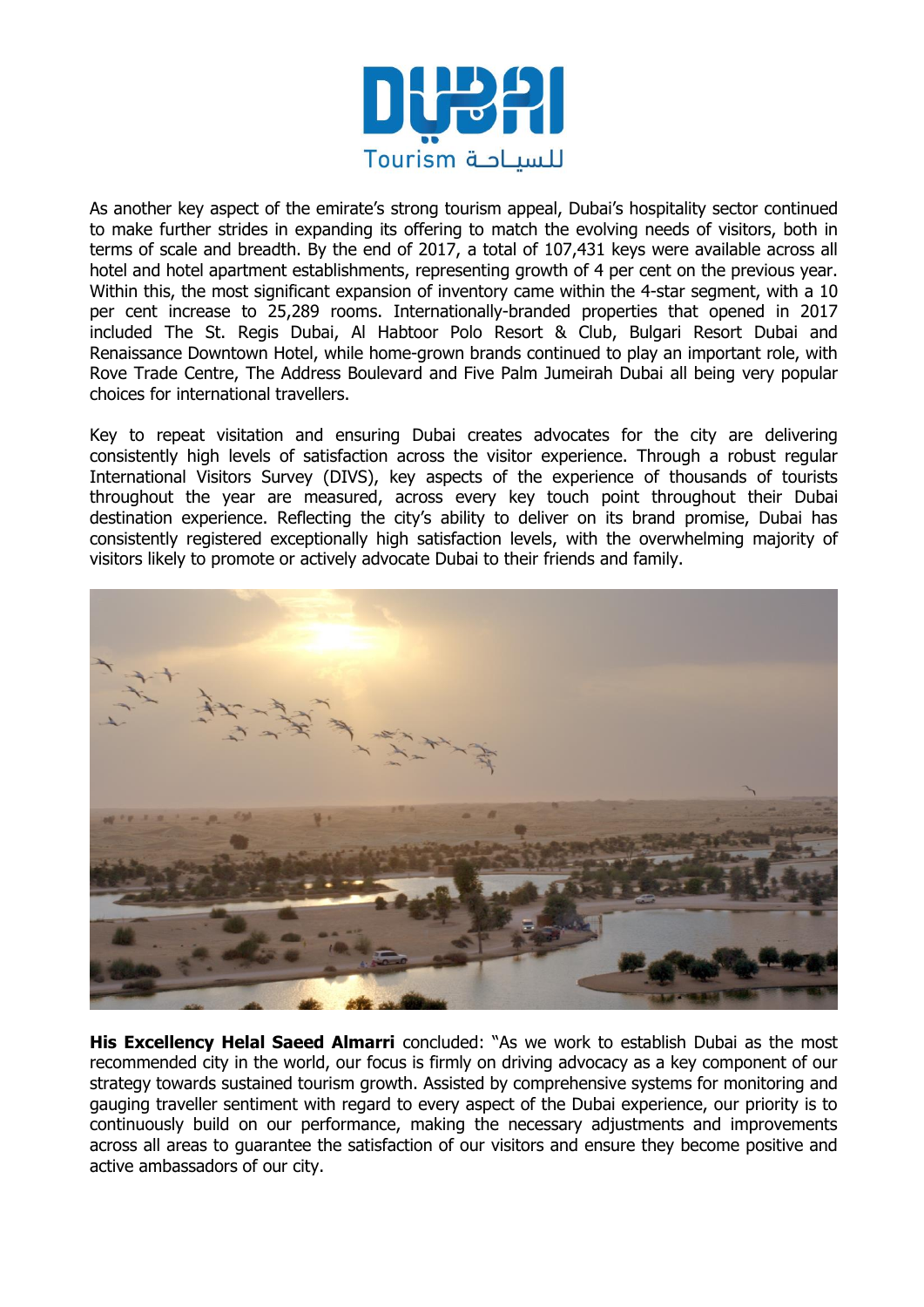As another key aspect of the emirate's strong tourism appeal, Dubai's hospitality sector continued to make further strides in expanding its offering to match the evolving needs of visitors, both in terms of scale and breadth. By the end of 2017, a total of 107,431 keys were available across all hotel and hotel apartment establishments, representing growth of 4 per cent on the previous year. Within this, the most significant expansion of inventory came within the 4-star segment, with a 10 per cent increase to 25,289 rooms. Internationally-branded properties that opened in 2017 included The St. Regis Dubai, Al Habtoor Polo Resort & Club, Bulgari Resort Dubai and Renaissance Downtown Hotel, while home-grown brands continued to play an important role, with Rove Trade Centre, The Address Boulevard and Five Palm Jumeirah Dubai all being very popular choices for international travellers.

Key to repeat visitation and ensuring Dubai creates advocates for the city are delivering consistently high levels of satisfaction across the visitor experience. Through a robust regular International Visitors Survey (DIVS), key aspects of the experience of thousands of tourists throughout the year are measured, across every key touch point throughout their Dubai destination experience. Reflecting the city's ability to deliver on its brand promise, Dubai has consistently registered exceptionally high satisfaction levels, with the overwhelming majority of visitors likely to promote or actively advocate Dubai to their friends and family.

**His Excellency Helal Saeed Almarri** concluded: "As we work to establish Dubai as the most recommended city in the world, our focus is firmly on driving advocacy as a key component of our strategy towards sustained tourism growth. Assisted by comprehensive systems for monitoring and gauging traveller sentiment with regard to every aspect of the Dubai experience, our priority is to continuously build on our performance, making the necessary adjustments and improvements across all areas to guarantee the satisfaction of our visitors and ensure they become positive and active ambassadors of our city.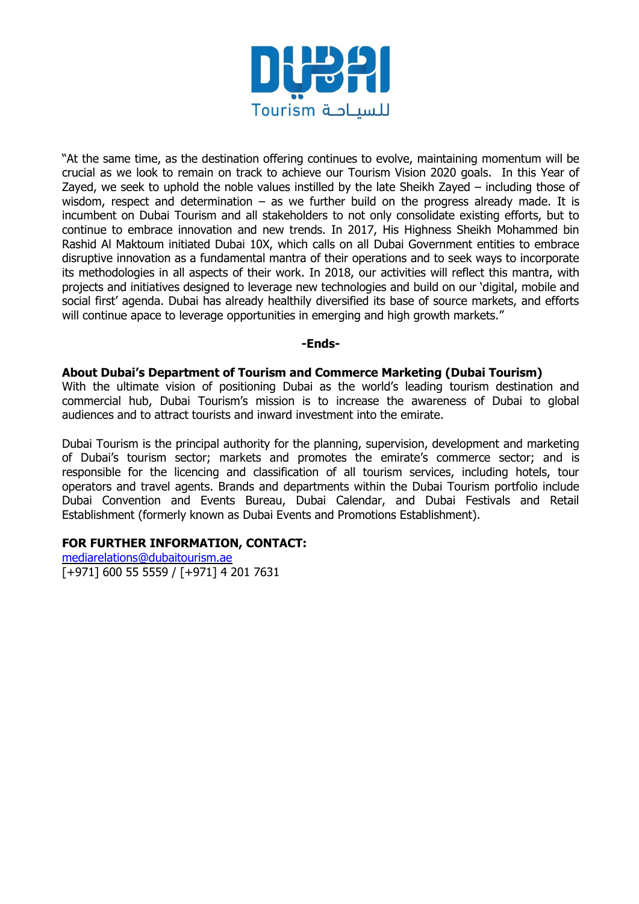"At the same time, as the destination offering continues to evolve, maintaining momentum will be crucial as we look to remain on track to achieve our Tourism Vision 2020 goals. In this Year of Zayed, we seek to uphold the noble values instilled by the late Sheikh Zayed – including those of wisdom, respect and determination – as we further build on the progress already made. It is incumbent on Dubai Tourism and all stakeholders to not only consolidate existing efforts, but to continue to embrace innovation and new trends. In 2017, His Highness Sheikh Mohammed bin Rashid Al Maktoum initiated Dubai 10X, which calls on all Dubai Government entities to embrace disruptive innovation as a fundamental mantra of their operations and to seek ways to incorporate its methodologies in all aspects of their work. In 2018, our activities will reflect this mantra, with projects and initiatives designed to leverage new technologies and build on our 'digital, mobile and social first' agenda. Dubai has already healthily diversified its base of source markets, and efforts will continue apace to leverage opportunities in emerging and high growth markets."

**-Ends-**

**About Dubai's Department of Tourism and Commerce Marketing (Dubai Tourism)**

With the ultimate vision of positioning Dubai as the world's leading tourism destination and commercial hub, Dubai Tourism's mission is to increase the awareness of Dubai to global audiences and to attract tourists and inward investment into the emirate.

Dubai Tourism is the principal authority for the planning, supervision, development and marketing of Dubai's tourism sector; markets and promotes the emirate's commerce sector; and is responsible for the licencing and classification of all tourism services, including hotels, tour operators and travel agents. Brands and departments within the Dubai Tourism portfolio include Dubai Convention and Events Bureau, Dubai Calendar, and Dubai Festivals and Retail Establishment (formerly known as Dubai Events and Promotions Establishment).

**FOR FURTHER INFORMATION, CONTACT:**

mediarelations@dubaitourism.ae

[+971] 600 55 5559 / [+971] 4 201 7631